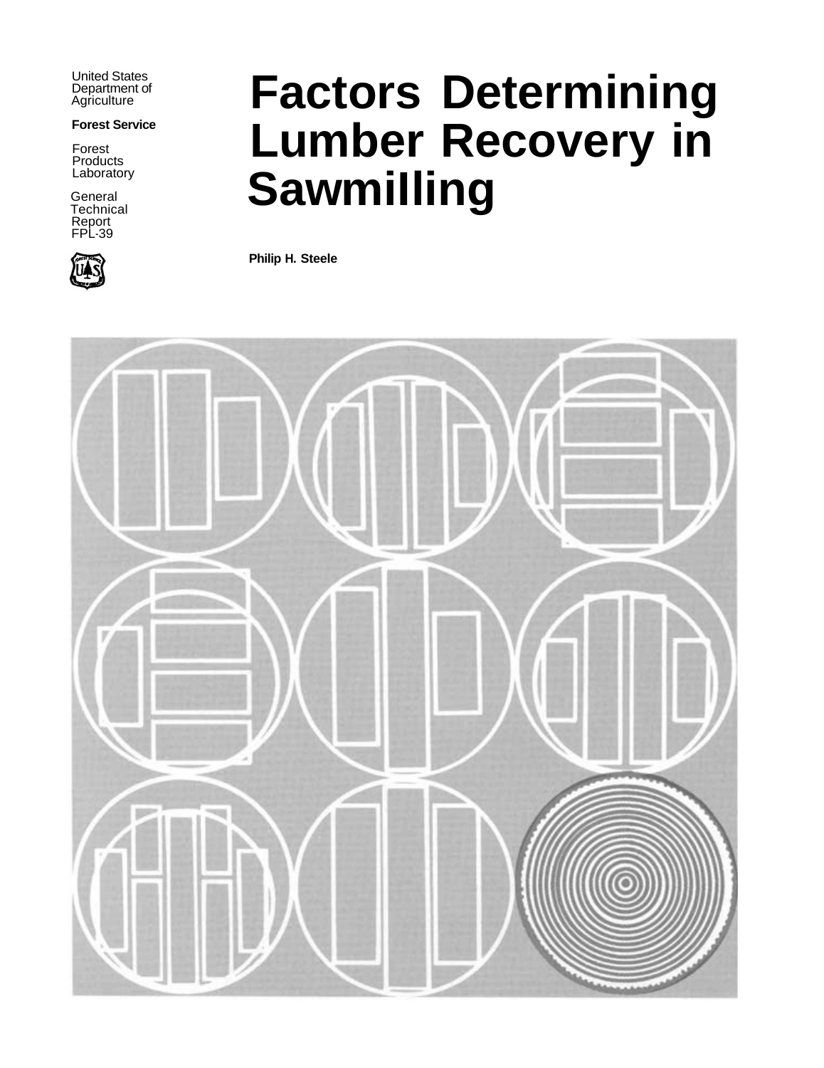United States Department of Agriculture

**Forest Service**

Forest Products Laboratory

General Technical Report FPL-39

# Factors Determining Lumber Recovery in Sawmilling

**Philip H. Steele**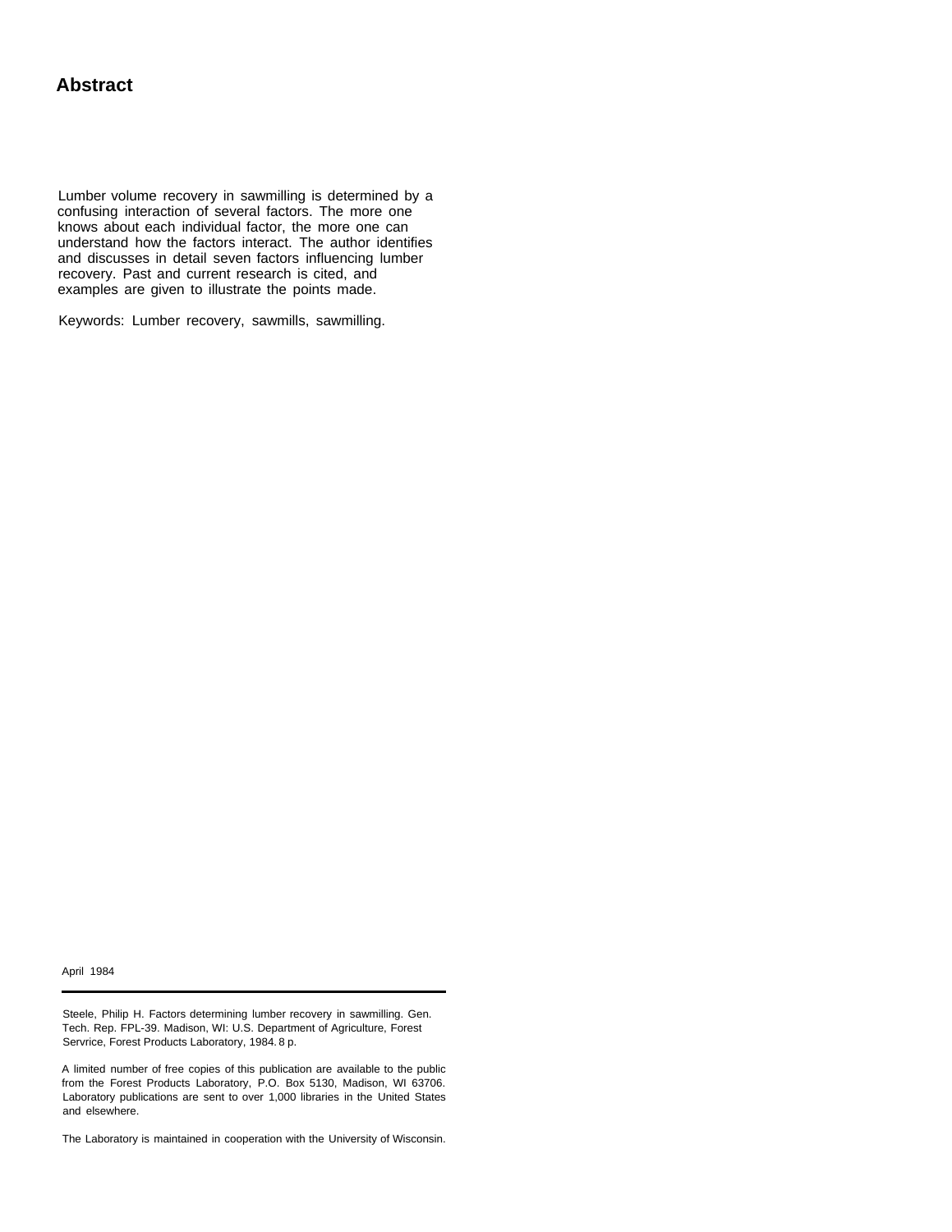# Abstract

Lumber volume recovery in sawmilling is determined by a confusing interaction of several factors. The more one knows about each individual factor, the more one can understand how the factors interact. The author identifies and discusses in detail seven factors influencing lumber recovery. Past and current research is cited, and examples are given to illustrate the points made.

Keywords: Lumber recovery, sawmills, sawmilling.

April 1984

Steele, Philip H. Factors determining lumber recovery in sawmilling. Gen. Tech. Rep. FPL-39. Madison, WI: U.S. Department of Agriculture, Forest Servrice, Forest Products Laboratory, 1984. 8 p.

A limited number of free copies of this publication are available to the public from the Forest Products Laboratory, P.O. Box 5130, Madison, WI 63706. Laboratory publications are sent to over 1,000 libraries in the United States and elsewhere.

The Laboratory is maintained in cooperation with the University of Wisconsin.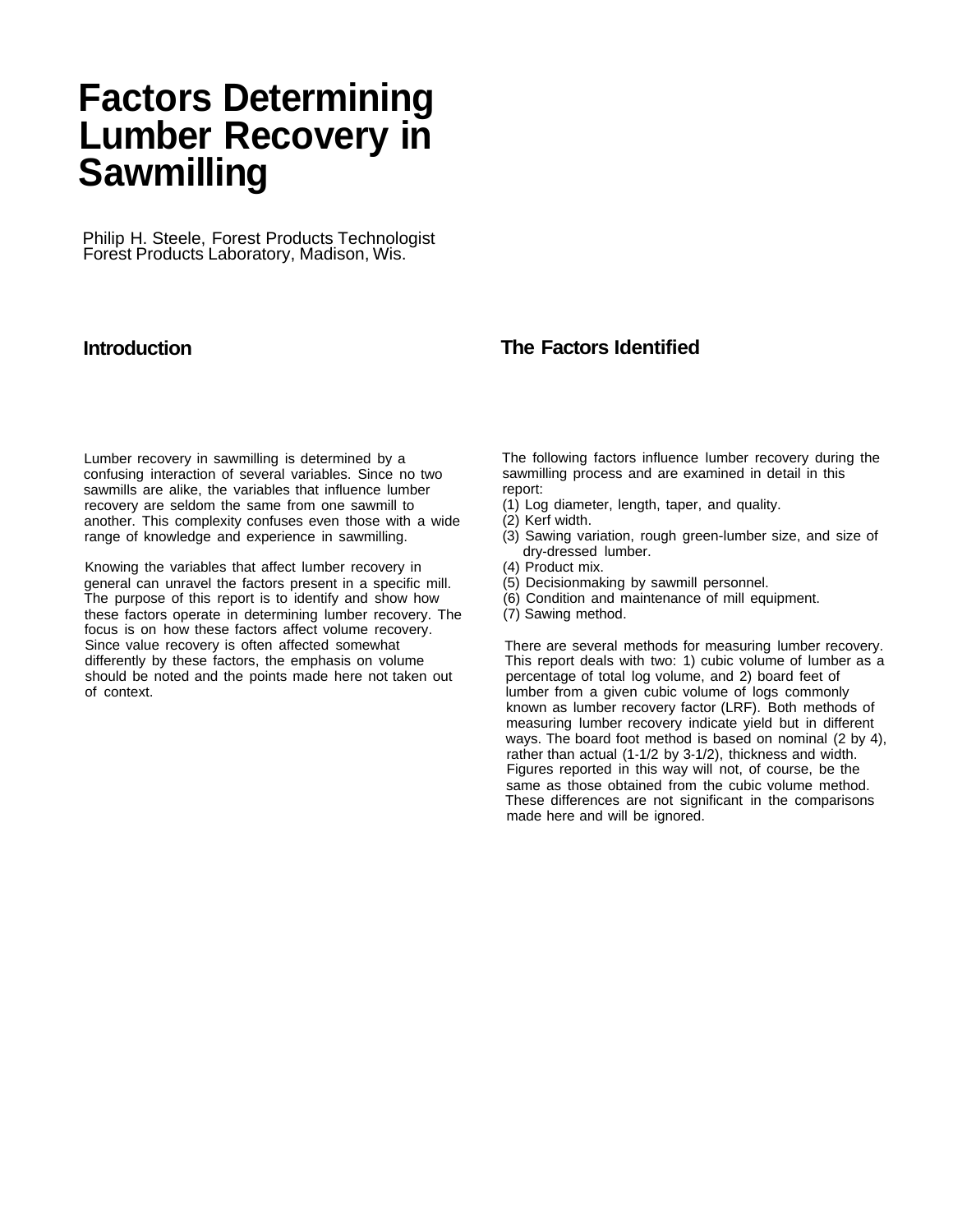# Factors Determining Lumber Recovery in Sawmilling

Philip H. Steele, Forest Products Technologist
Forest Products Laboratory, Madison, Wis.

## Introduction

Lumber recovery in sawmilling is determined by a confusing interaction of several variables. Since no two sawmills are alike, the variables that influence lumber recovery are seldom the same from one sawmill to another. This complexity confuses even those with a wide range of knowledge and experience in sawmilling.

Knowing the variables that affect lumber recovery in general can unravel the factors present in a specific mill. The purpose of this report is to identify and show how these factors operate in determining lumber recovery. The focus is on how these factors affect volume recovery. Since value recovery is often affected somewhat differently by these factors, the emphasis on volume should be noted and the points made here not taken out of context.

## The Factors Identified

The following factors influence lumber recovery during the sawmilling process and are examined in detail in this report:

(1) Log diameter, length, taper, and quality.
(2) Kerf width.
(3) Sawing variation, rough green-lumber size, and size of dry-dressed lumber.
(4) Product mix.
(5) Decisionmaking by sawmill personnel.
(6) Condition and maintenance of mill equipment.
(7) Sawing method.

There are several methods for measuring lumber recovery. This report deals with two: 1) cubic volume of lumber as a percentage of total log volume, and 2) board feet of lumber from a given cubic volume of logs commonly known as lumber recovery factor (LRF). Both methods of measuring lumber recovery indicate yield but in different ways. The board foot method is based on nominal (2 by 4), rather than actual (1-1/2 by 3-1/2), thickness and width. Figures reported in this way will not, of course, be the same as those obtained from the cubic volume method. These differences are not significant in the comparisons made here and will be ignored.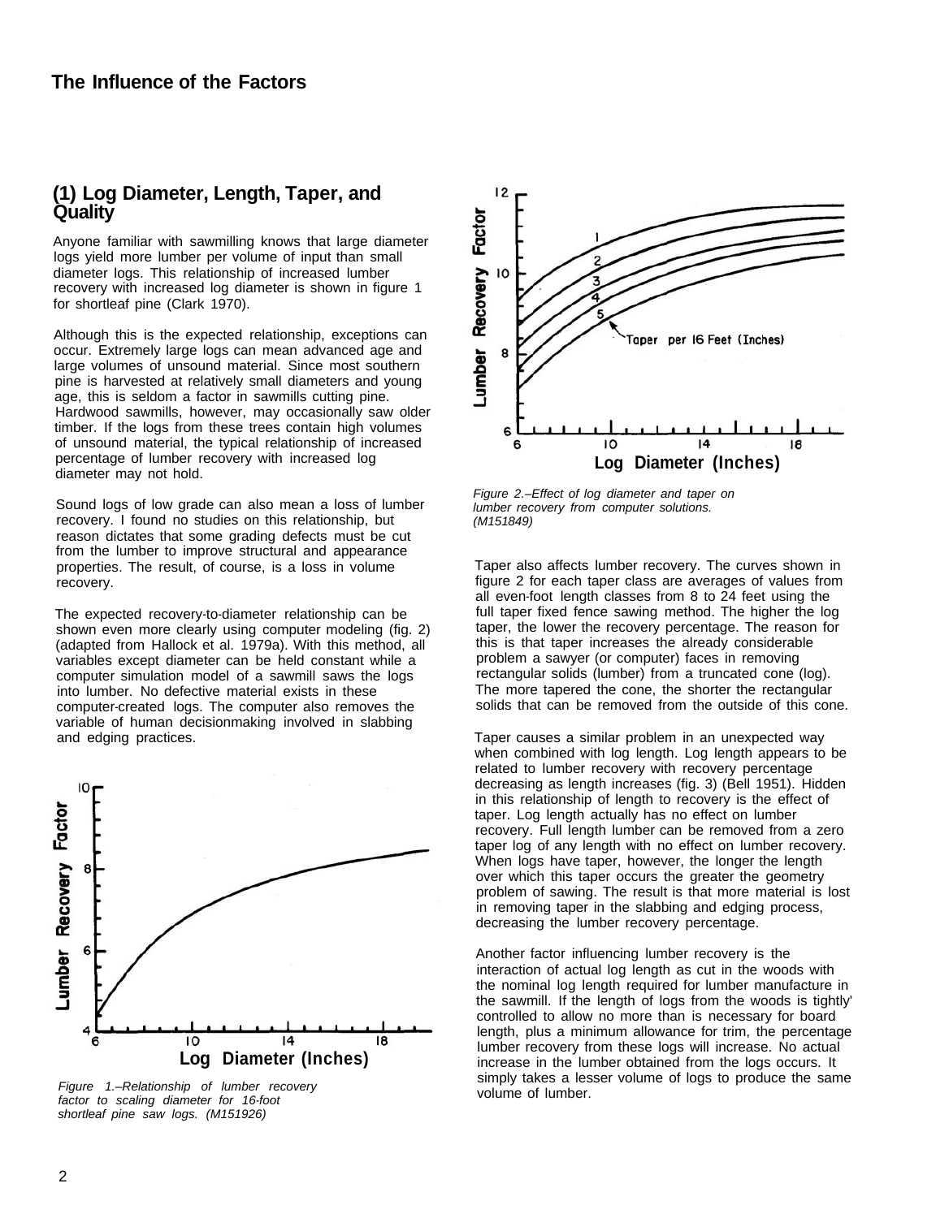## The Influence of the Factors

### (1) Log Diameter, Length, Taper, and Quality

Anyone familiar with sawmilling knows that large diameter logs yield more lumber per volume of input than small diameter logs. This relationship of increased lumber recovery with increased log diameter is shown in figure 1 for shortleaf pine (Clark 1970).

Although this is the expected relationship, exceptions can occur. Extremely large logs can mean advanced age and large volumes of unsound material. Since most southern pine is harvested at relatively small diameters and young age, this is seldom a factor in sawmills cutting pine. Hardwood sawmills, however, may occasionally saw older timber. If the logs from these trees contain high volumes of unsound material, the typical relationship of increased percentage of lumber recovery with increased log diameter may not hold.

Sound logs of low grade can also mean a loss of lumber recovery. I found no studies on this relationship, but reason dictates that some grading defects must be cut from the lumber to improve structural and appearance properties. The result, of course, is a loss in volume recovery.

The expected recovery-to-diameter relationship can be shown even more clearly using computer modeling (fig. 2) (adapted from Hallock et al. 1979a). With this method, all variables except diameter can be held constant while a computer simulation model of a sawmill saws the logs into lumber. No defective material exists in these computer-created logs. The computer also removes the variable of human decisionmaking involved in slabbing and edging practices.

*Figure 1.–Relationship of lumber recovery factor to scaling diameter for 16-foot shortleaf pine saw logs. (M151926)*

*Figure 2.–Effect of log diameter and taper on lumber recovery from computer solutions. (M151849)*

Taper also affects lumber recovery. The curves shown in figure 2 for each taper class are averages of values from all even-foot length classes from 8 to 24 feet using the full taper fixed fence sawing method. The higher the log taper, the lower the recovery percentage. The reason for this is that taper increases the already considerable problem a sawyer (or computer) faces in removing rectangular solids (lumber) from a truncated cone (log). The more tapered the cone, the shorter the rectangular solids that can be removed from the outside of this cone.

Taper causes a similar problem in an unexpected way when combined with log length. Log length appears to be related to lumber recovery with recovery percentage decreasing as length increases (fig. 3) (Bell 1951). Hidden in this relationship of length to recovery is the effect of taper. Log length actually has no effect on lumber recovery. Full length lumber can be removed from a zero taper log of any length with no effect on lumber recovery. When logs have taper, however, the longer the length over which this taper occurs the greater the geometry problem of sawing. The result is that more material is lost in removing taper in the slabbing and edging process, decreasing the lumber recovery percentage.

Another factor influencing lumber recovery is the interaction of actual log length as cut in the woods with the nominal log length required for lumber manufacture in the sawmill. If the length of logs from the woods is tightly' controlled to allow no more than is necessary for board length, plus a minimum allowance for trim, the percentage lumber recovery from these logs will increase. No actual increase in the lumber obtained from the logs occurs. It simply takes a lesser volume of logs to produce the same volume of lumber.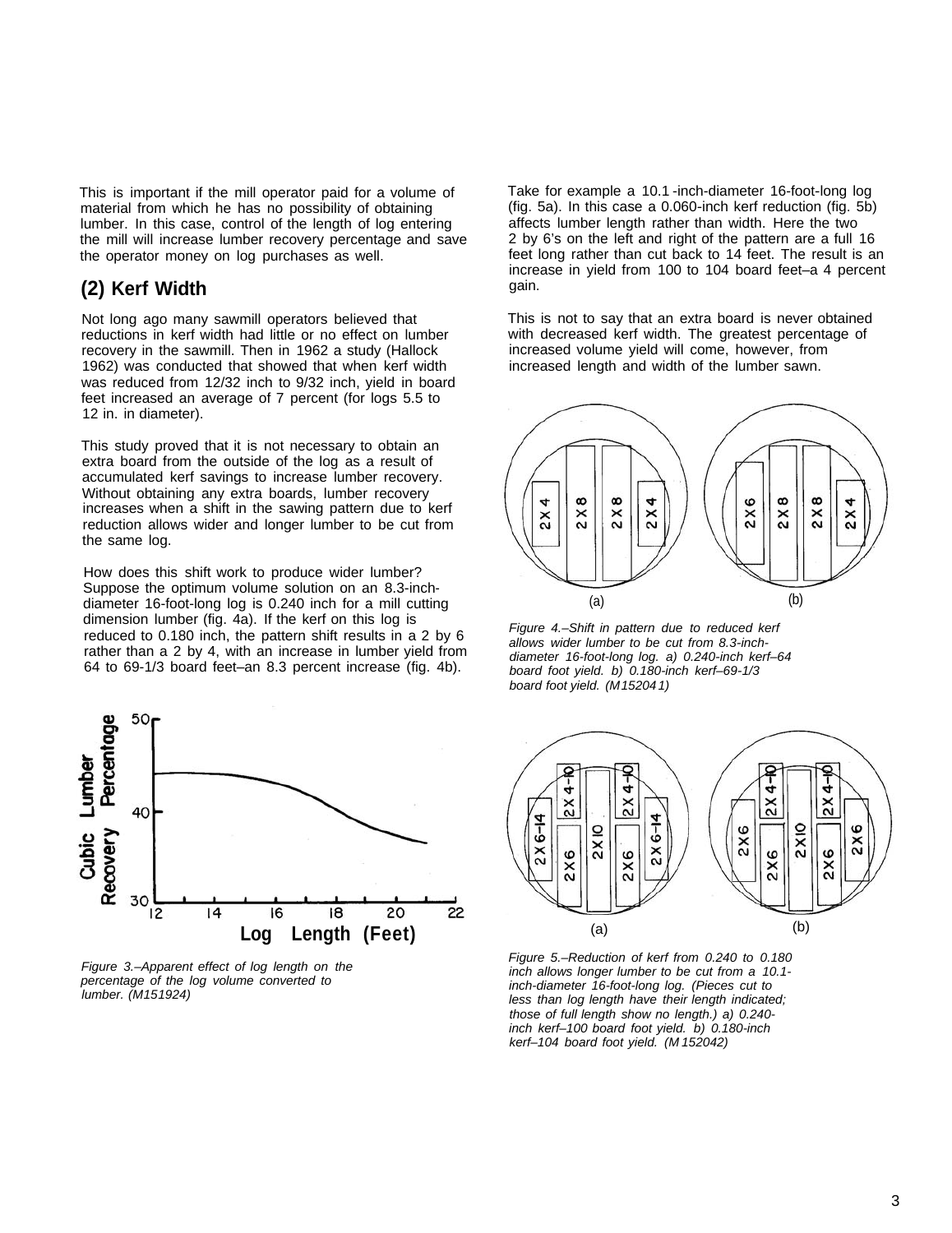This is important if the mill operator paid for a volume of material from which he has no possibility of obtaining lumber. In this case, control of the length of log entering the mill will increase lumber recovery percentage and save the operator money on log purchases as well.

## (2) Kerf Width

Not long ago many sawmill operators believed that reductions in kerf width had little or no effect on lumber recovery in the sawmill. Then in 1962 a study (Hallock 1962) was conducted that showed that when kerf width was reduced from 12/32 inch to 9/32 inch, yield in board feet increased an average of 7 percent (for logs 5.5 to 12 in. in diameter).

This study proved that it is not necessary to obtain an extra board from the outside of the log as a result of accumulated kerf savings to increase lumber recovery. Without obtaining any extra boards, lumber recovery increases when a shift in the sawing pattern due to kerf reduction allows wider and longer lumber to be cut from the same log.

How does this shift work to produce wider lumber? Suppose the optimum volume solution on an 8.3-inch-diameter 16-foot-long log is 0.240 inch for a mill cutting dimension lumber (fig. 4a). If the kerf on this log is reduced to 0.180 inch, the pattern shift results in a 2 by 6 rather than a 2 by 4, with an increase in lumber yield from 64 to 69-1/3 board feet–an 8.3 percent increase (fig. 4b).

*Figure 3.–Apparent effect of log length on the percentage of the log volume converted to lumber. (M151924)*

Take for example a 10.1-inch-diameter 16-foot-long log (fig. 5a). In this case a 0.060-inch kerf reduction (fig. 5b) affects lumber length rather than width. Here the two 2 by 6's on the left and right of the pattern are a full 16 feet long rather than cut back to 14 feet. The result is an increase in yield from 100 to 104 board feet–a 4 percent gain.

This is not to say that an extra board is never obtained with decreased kerf width. The greatest percentage of increased volume yield will come, however, from increased length and width of the lumber sawn.

*Figure 4.–Shift in pattern due to reduced kerf allows wider lumber to be cut from 8.3-inch-diameter 16-foot-long log. a) 0.240-inch kerf–64 board foot yield. b) 0.180-inch kerf–69-1/3 board foot yield. (M152041)*

*Figure 5.–Reduction of kerf from 0.240 to 0.180 inch allows longer lumber to be cut from a 10.1-inch-diameter 16-foot-long log. (Pieces cut to less than log length have their length indicated; those of full length show no length.) a) 0.240-inch kerf–100 board foot yield. b) 0.180-inch kerf–104 board foot yield. (M152042)*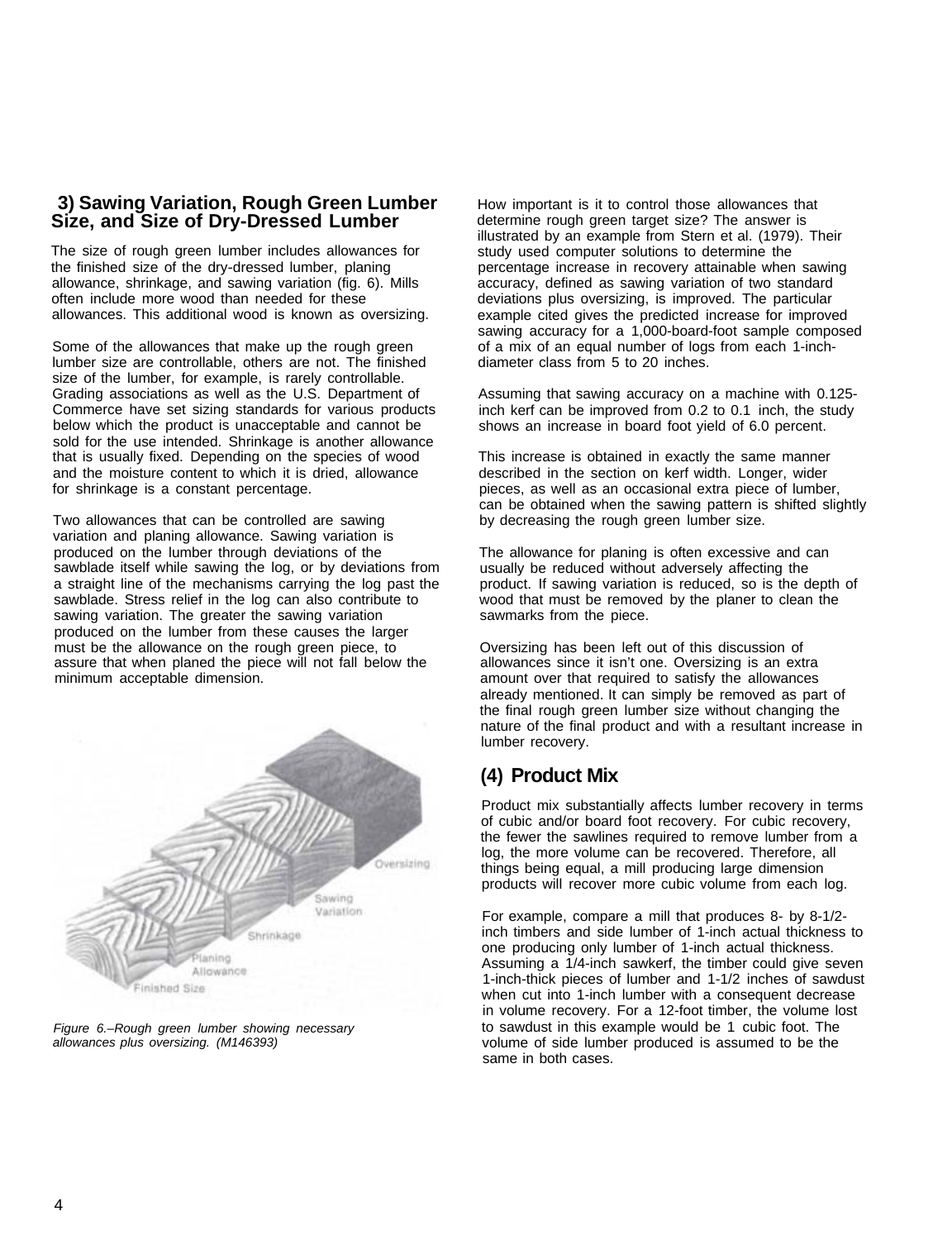## 3) Sawing Variation, Rough Green Lumber Size, and Size of Dry-Dressed Lumber

The size of rough green lumber includes allowances for the finished size of the dry-dressed lumber, planing allowance, shrinkage, and sawing variation (fig. 6). Mills often include more wood than needed for these allowances. This additional wood is known as oversizing.

Some of the allowances that make up the rough green lumber size are controllable, others are not. The finished size of the lumber, for example, is rarely controllable. Grading associations as well as the U.S. Department of Commerce have set sizing standards for various products below which the product is unacceptable and cannot be sold for the use intended. Shrinkage is another allowance that is usually fixed. Depending on the species of wood and the moisture content to which it is dried, allowance for shrinkage is a constant percentage.

Two allowances that can be controlled are sawing variation and planing allowance. Sawing variation is produced on the lumber through deviations of the sawblade itself while sawing the log, or by deviations from a straight line of the mechanisms carrying the log past the sawblade. Stress relief in the log can also contribute to sawing variation. The greater the sawing variation produced on the lumber from these causes the larger must be the allowance on the rough green piece, to assure that when planed the piece will not fall below the minimum acceptable dimension.

*Figure 6.–Rough green lumber showing necessary allowances plus oversizing. (M146393)*

How important is it to control those allowances that determine rough green target size? The answer is illustrated by an example from Stern et al. (1979). Their study used computer solutions to determine the percentage increase in recovery attainable when sawing accuracy, defined as sawing variation of two standard deviations plus oversizing, is improved. The particular example cited gives the predicted increase for improved sawing accuracy for a 1,000-board-foot sample composed of a mix of an equal number of logs from each 1-inch-diameter class from 5 to 20 inches.

Assuming that sawing accuracy on a machine with 0.125-inch kerf can be improved from 0.2 to 0.1 inch, the study shows an increase in board foot yield of 6.0 percent.

This increase is obtained in exactly the same manner described in the section on kerf width. Longer, wider pieces, as well as an occasional extra piece of lumber, can be obtained when the sawing pattern is shifted slightly by decreasing the rough green lumber size.

The allowance for planing is often excessive and can usually be reduced without adversely affecting the product. If sawing variation is reduced, so is the depth of wood that must be removed by the planer to clean the sawmarks from the piece.

Oversizing has been left out of this discussion of allowances since it isn't one. Oversizing is an extra amount over that required to satisfy the allowances already mentioned. It can simply be removed as part of the final rough green lumber size without changing the nature of the final product and with a resultant increase in lumber recovery.

## (4) Product Mix

Product mix substantially affects lumber recovery in terms of cubic and/or board foot recovery. For cubic recovery, the fewer the sawlines required to remove lumber from a log, the more volume can be recovered. Therefore, all things being equal, a mill producing large dimension products will recover more cubic volume from each log.

For example, compare a mill that produces 8- by 8-1/2-inch timbers and side lumber of 1-inch actual thickness to one producing only lumber of 1-inch actual thickness. Assuming a 1/4-inch sawkerf, the timber could give seven 1-inch-thick pieces of lumber and 1-1/2 inches of sawdust when cut into 1-inch lumber with a consequent decrease in volume recovery. For a 12-foot timber, the volume lost to sawdust in this example would be 1 cubic foot. The volume of side lumber produced is assumed to be the same in both cases.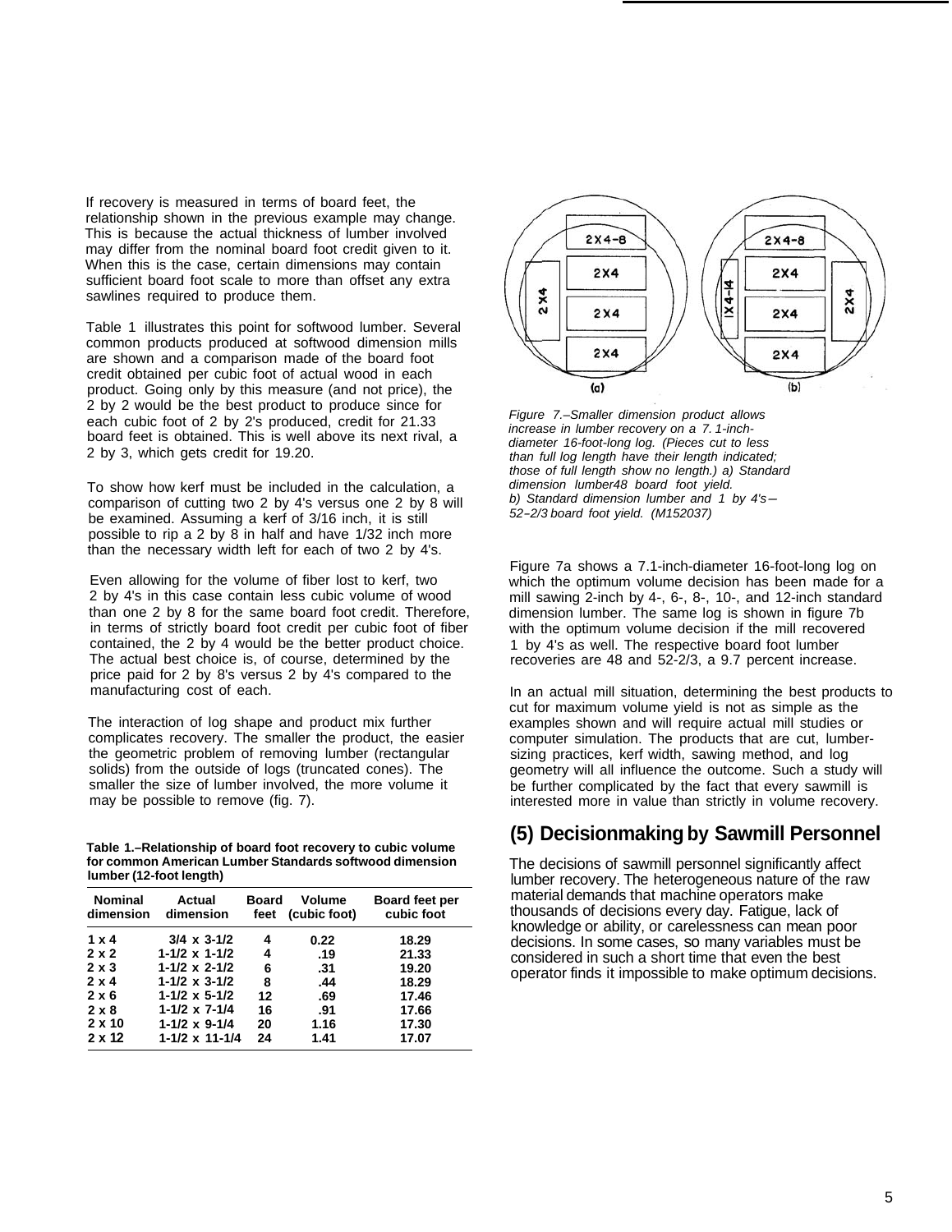If recovery is measured in terms of board feet, the relationship shown in the previous example may change. This is because the actual thickness of lumber involved may differ from the nominal board foot credit given to it. When this is the case, certain dimensions may contain sufficient board foot scale to more than offset any extra sawlines required to produce them.

Table 1 illustrates this point for softwood lumber. Several common products produced at softwood dimension mills are shown and a comparison made of the board foot credit obtained per cubic foot of actual wood in each product. Going only by this measure (and not price), the 2 by 2 would be the best product to produce since for each cubic foot of 2 by 2's produced, credit for 21.33 board feet is obtained. This is well above its next rival, a 2 by 3, which gets credit for 19.20.

To show how kerf must be included in the calculation, a comparison of cutting two 2 by 4's versus one 2 by 8 will be examined. Assuming a kerf of 3/16 inch, it is still possible to rip a 2 by 8 in half and have 1/32 inch more than the necessary width left for each of two 2 by 4's.

Even allowing for the volume of fiber lost to kerf, two 2 by 4's in this case contain less cubic volume of wood than one 2 by 8 for the same board foot credit. Therefore, in terms of strictly board foot credit per cubic foot of fiber contained, the 2 by 4 would be the better product choice. The actual best choice is, of course, determined by the price paid for 2 by 8's versus 2 by 4's compared to the manufacturing cost of each.

The interaction of log shape and product mix further complicates recovery. The smaller the product, the easier the geometric problem of removing lumber (rectangular solids) from the outside of logs (truncated cones). The smaller the size of lumber involved, the more volume it may be possible to remove (fig. 7).

**Table 1.–Relationship of board foot recovery to cubic volume for common American Lumber Standards softwood dimension lumber (12-foot length)**

| Nominal dimension | Actual dimension | Board feet | Volume (cubic foot) | Board feet per cubic foot |
|---|---|---|---|---|
| 1 x 4 | 3/4 x 3-1/2 | 4 | 0.22 | 18.29 |
| 2 x 2 | 1-1/2 x 1-1/2 | 4 | .19 | 21.33 |
| 2 x 3 | 1-1/2 x 2-1/2 | 6 | .31 | 19.20 |
| 2 x 4 | 1-1/2 x 3-1/2 | 8 | .44 | 18.29 |
| 2 x 6 | 1-1/2 x 5-1/2 | 12 | .69 | 17.46 |
| 2 x 8 | 1-1/2 x 7-1/4 | 16 | .91 | 17.66 |
| 2 x 10 | 1-1/2 x 9-1/4 | 20 | 1.16 | 17.30 |
| 2 x 12 | 1-1/2 x 11-1/4 | 24 | 1.41 | 17.07 |

*Figure 7.–Smaller dimension product allows increase in lumber recovery on a 7.1-inch-diameter 16-foot-long log. (Pieces cut to less than full log length have their length indicated; those of full length show no length.) a) Standard dimension lumber48 board foot yield. b) Standard dimension lumber and 1 by 4's–52-2/3 board foot yield. (M152037)*

Figure 7a shows a 7.1-inch-diameter 16-foot-long log on which the optimum volume decision has been made for a mill sawing 2-inch by 4-, 6-, 8-, 10-, and 12-inch standard dimension lumber. The same log is shown in figure 7b with the optimum volume decision if the mill recovered 1 by 4's as well. The respective board foot lumber recoveries are 48 and 52-2/3, a 9.7 percent increase.

In an actual mill situation, determining the best products to cut for maximum volume yield is not as simple as the examples shown and will require actual mill studies or computer simulation. The products that are cut, lumber-sizing practices, kerf width, sawing method, and log geometry will all influence the outcome. Such a study will be further complicated by the fact that every sawmill is interested more in value than strictly in volume recovery.

## (5) Decisionmaking by Sawmill Personnel

The decisions of sawmill personnel significantly affect lumber recovery. The heterogeneous nature of the raw material demands that machine operators make thousands of decisions every day. Fatigue, lack of knowledge or ability, or carelessness can mean poor decisions. In some cases, so many variables must be considered in such a short time that even the best operator finds it impossible to make optimum decisions.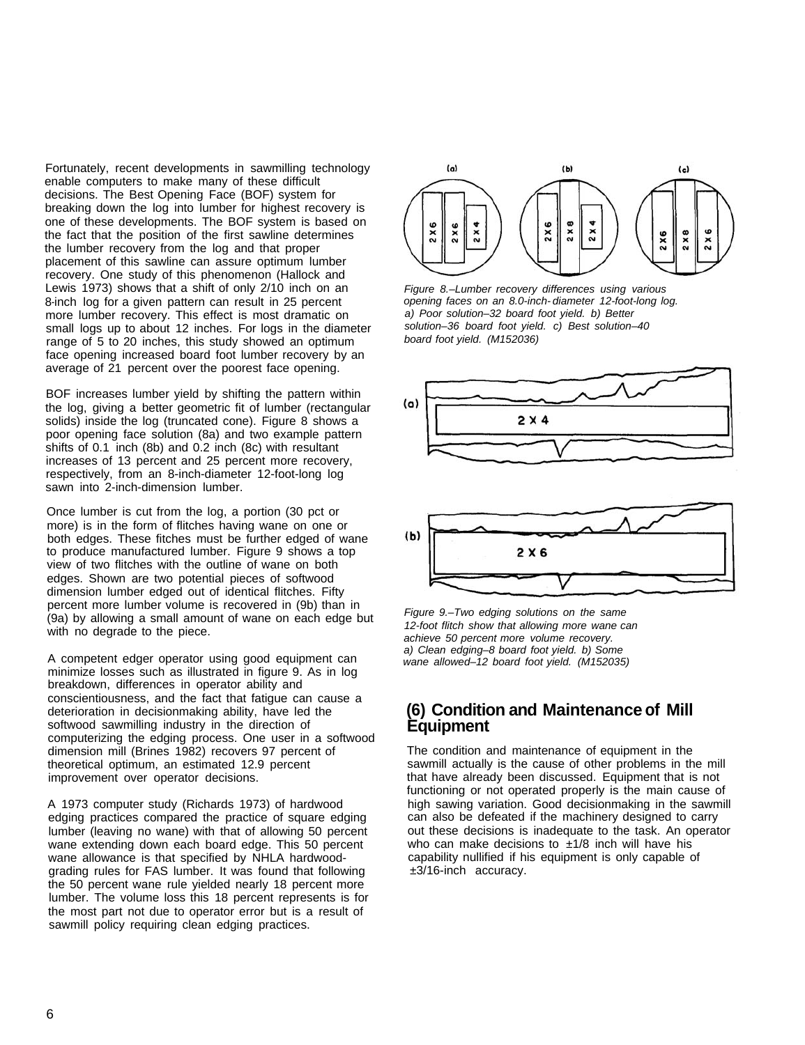Fortunately, recent developments in sawmilling technology enable computers to make many of these difficult decisions. The Best Opening Face (BOF) system for breaking down the log into lumber for highest recovery is one of these developments. The BOF system is based on the fact that the position of the first sawline determines the lumber recovery from the log and that proper placement of this sawline can assure optimum lumber recovery. One study of this phenomenon (Hallock and Lewis 1973) shows that a shift of only 2/10 inch on an 8-inch log for a given pattern can result in 25 percent more lumber recovery. This effect is most dramatic on small logs up to about 12 inches. For logs in the diameter range of 5 to 20 inches, this study showed an optimum face opening increased board foot lumber recovery by an average of 21 percent over the poorest face opening.

BOF increases lumber yield by shifting the pattern within the log, giving a better geometric fit of lumber (rectangular solids) inside the log (truncated cone). Figure 8 shows a poor opening face solution (8a) and two example pattern shifts of 0.1 inch (8b) and 0.2 inch (8c) with resultant increases of 13 percent and 25 percent more recovery, respectively, from an 8-inch-diameter 12-foot-long log sawn into 2-inch-dimension lumber.

*Figure 8.–Lumber recovery differences using various opening faces on an 8.0-inch-diameter 12-foot-long log. a) Poor solution–32 board foot yield. b) Better solution–36 board foot yield. c) Best solution–40 board foot yield. (M152036)*

Once lumber is cut from the log, a portion (30 pct or more) is in the form of flitches having wane on one or both edges. These fitches must be further edged of wane to produce manufactured lumber. Figure 9 shows a top view of two flitches with the outline of wane on both edges. Shown are two potential pieces of softwood dimension lumber edged out of identical flitches. Fifty percent more lumber volume is recovered in (9b) than in (9a) by allowing a small amount of wane on each edge but with no degrade to the piece.

*Figure 9.–Two edging solutions on the same 12-foot flitch show that allowing more wane can achieve 50 percent more volume recovery. a) Clean edging–8 board foot yield. b) Some wane allowed–12 board foot yield. (M152035)*

A competent edger operator using good equipment can minimize losses such as illustrated in figure 9. As in log breakdown, differences in operator ability and conscientiousness, and the fact that fatigue can cause a deterioration in decisionmaking ability, have led the softwood sawmilling industry in the direction of computerizing the edging process. One user in a softwood dimension mill (Brines 1982) recovers 97 percent of theoretical optimum, an estimated 12.9 percent improvement over operator decisions.

A 1973 computer study (Richards 1973) of hardwood edging practices compared the practice of square edging lumber (leaving no wane) with that of allowing 50 percent wane extending down each board edge. This 50 percent wane allowance is that specified by NHLA hardwood-grading rules for FAS lumber. It was found that following the 50 percent wane rule yielded nearly 18 percent more lumber. The volume loss this 18 percent represents is for the most part not due to operator error but is a result of sawmill policy requiring clean edging practices.

## (6) Condition and Maintenance of Mill Equipment

The condition and maintenance of equipment in the sawmill actually is the cause of other problems in the mill that have already been discussed. Equipment that is not functioning or not operated properly is the main cause of high sawing variation. Good decisionmaking in the sawmill can also be defeated if the machinery designed to carry out these decisions is inadequate to the task. An operator who can make decisions to ±1/8 inch will have his capability nullified if his equipment is only capable of ±3/16-inch accuracy.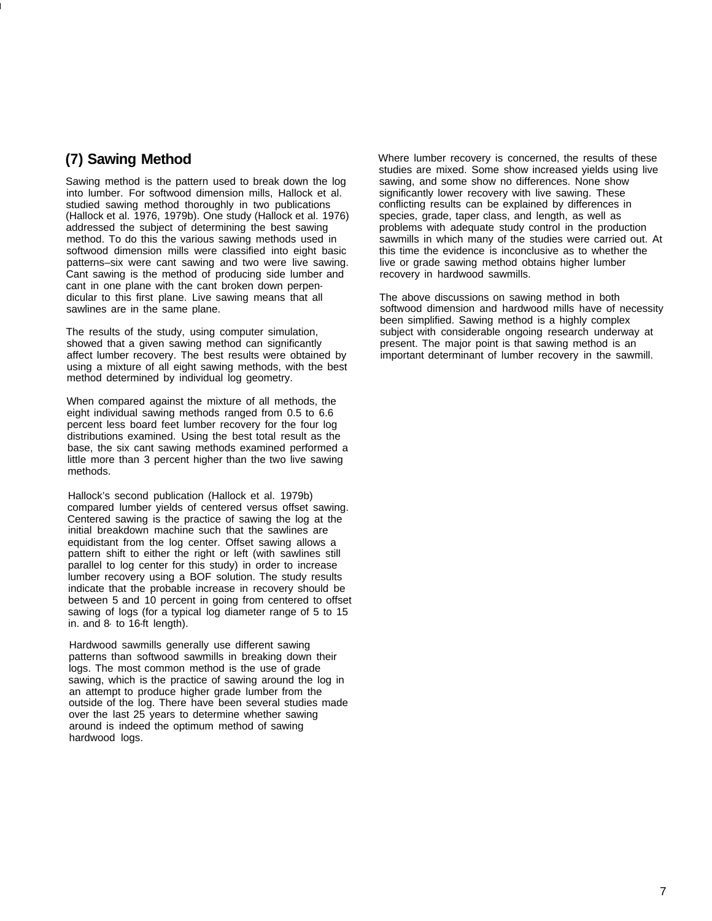## (7) Sawing Method

Sawing method is the pattern used to break down the log into lumber. For softwood dimension mills, Hallock et al. studied sawing method thoroughly in two publications (Hallock et al. 1976, 1979b). One study (Hallock et al. 1976) addressed the subject of determining the best sawing method. To do this the various sawing methods used in softwood dimension mills were classified into eight basic patterns–six were cant sawing and two were live sawing. Cant sawing is the method of producing side lumber and cant in one plane with the cant broken down perpendicular to this first plane. Live sawing means that all sawlines are in the same plane.

The results of the study, using computer simulation, showed that a given sawing method can significantly affect lumber recovery. The best results were obtained by using a mixture of all eight sawing methods, with the best method determined by individual log geometry.

When compared against the mixture of all methods, the eight individual sawing methods ranged from 0.5 to 6.6 percent less board feet lumber recovery for the four log distributions examined. Using the best total result as the base, the six cant sawing methods examined performed a little more than 3 percent higher than the two live sawing methods.

Hallock's second publication (Hallock et al. 1979b) compared lumber yields of centered versus offset sawing. Centered sawing is the practice of sawing the log at the initial breakdown machine such that the sawlines are equidistant from the log center. Offset sawing allows a pattern shift to either the right or left (with sawlines still parallel to log center for this study) in order to increase lumber recovery using a BOF solution. The study results indicate that the probable increase in recovery should be between 5 and 10 percent in going from centered to offset sawing of logs (for a typical log diameter range of 5 to 15 in. and 8- to 16-ft length).

Hardwood sawmills generally use different sawing patterns than softwood sawmills in breaking down their logs. The most common method is the use of grade sawing, which is the practice of sawing around the log in an attempt to produce higher grade lumber from the outside of the log. There have been several studies made over the last 25 years to determine whether sawing around is indeed the optimum method of sawing hardwood logs.

Where lumber recovery is concerned, the results of these studies are mixed. Some show increased yields using live sawing, and some show no differences. None show significantly lower recovery with live sawing. These conflicting results can be explained by differences in species, grade, taper class, and length, as well as problems with adequate study control in the production sawmills in which many of the studies were carried out. At this time the evidence is inconclusive as to whether the live or grade sawing method obtains higher lumber recovery in hardwood sawmills.

The above discussions on sawing method in both softwood dimension and hardwood mills have of necessity been simplified. Sawing method is a highly complex subject with considerable ongoing research underway at present. The major point is that sawing method is an important determinant of lumber recovery in the sawmill.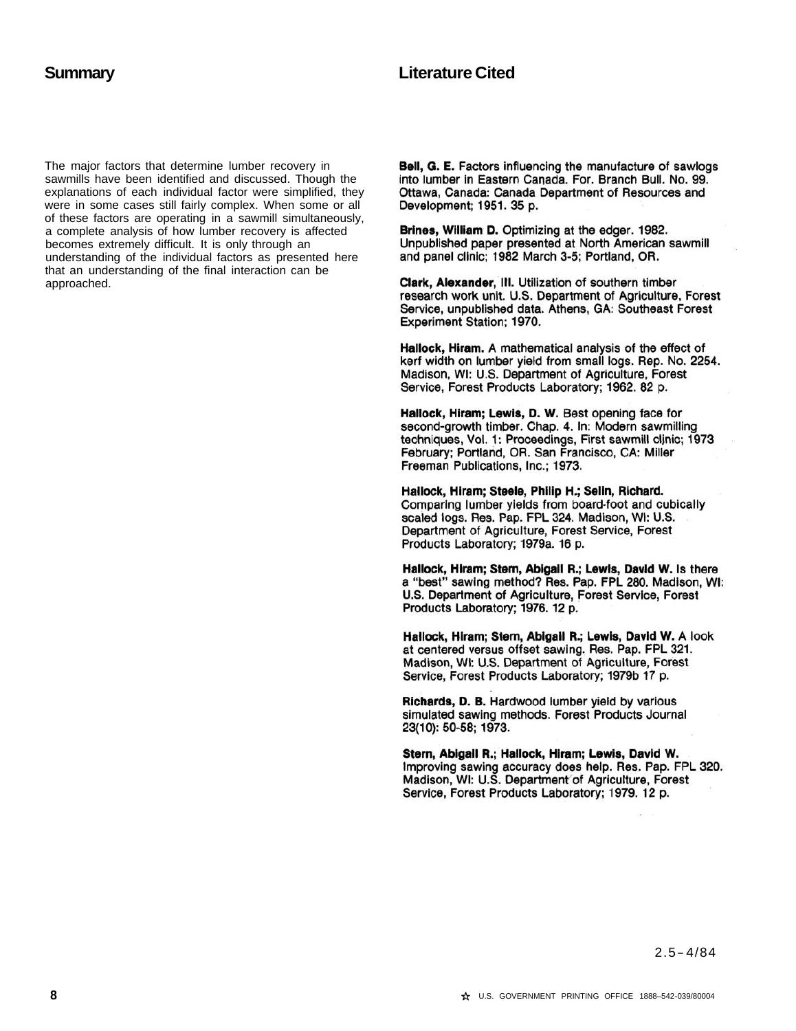## Summary

The major factors that determine lumber recovery in sawmills have been identified and discussed. Though the explanations of each individual factor were simplified, they were in some cases still fairly complex. When some or all of these factors are operating in a sawmill simultaneously, a complete analysis of how lumber recovery is affected becomes extremely difficult. It is only through an understanding of the individual factors as presented here that an understanding of the final interaction can be approached.

## Literature Cited

**Bell, G. E.** Factors influencing the manufacture of sawlogs into lumber in Eastern Canada. For. Branch Bull. No. 99. Ottawa, Canada: Canada Department of Resources and Development; 1951. 35 p.

**Brines, William D.** Optimizing at the edger. 1982. Unpublished paper presented at North American sawmill and panel clinic; 1982 March 3-5; Portland, OR.

**Clark, Alexander, III.** Utilization of southern timber research work unit. U.S. Department of Agriculture, Forest Service, unpublished data. Athens, GA: Southeast Forest Experiment Station; 1970.

**Hallock, Hiram.** A mathematical analysis of the effect of kerf width on lumber yield from small logs. Rep. No. 2254. Madison, WI: U.S. Department of Agriculture, Forest Service, Forest Products Laboratory; 1962. 82 p.

**Hallock, Hiram; Lewis, D. W.** Best opening face for second-growth timber. Chap. 4. In: Modern sawmilling techniques, Vol. 1: Proceedings, First sawmill clinic; 1973 February; Portland, OR. San Francisco, CA: Miller Freeman Publications, Inc.; 1973.

**Hallock, Hiram; Steele, Philip H.; Selin, Richard.** Comparing lumber yields from board-foot and cubically scaled logs. Res. Pap. FPL 324. Madison, WI: U.S. Department of Agriculture, Forest Service, Forest Products Laboratory; 1979a. 16 p.

**Hallock, Hiram; Stern, Abigail R.; Lewis, David W.** Is there a "best" sawing method? Res. Pap. FPL 280. Madison, WI: U.S. Department of Agriculture, Forest Service, Forest Products Laboratory; 1976. 12 p.

**Hallock, Hiram; Stern, Abigail R.; Lewis, David W.** A look at centered versus offset sawing. Res. Pap. FPL 321. Madison, WI: U.S. Department of Agriculture, Forest Service, Forest Products Laboratory; 1979b 17 p.

**Richards, D. B.** Hardwood lumber yield by various simulated sawing methods. Forest Products Journal 23(10): 50-58; 1973.

**Stern, Abigail R.; Hallock, Hiram; Lewis, David W.** Improving sawing accuracy does help. Res. Pap. FPL 320. Madison, WI: U.S. Department of Agriculture, Forest Service, Forest Products Laboratory; 1979. 12 p.

2.5–4/84

☆ U.S. GOVERNMENT PRINTING OFFICE 1888–542-039/80004